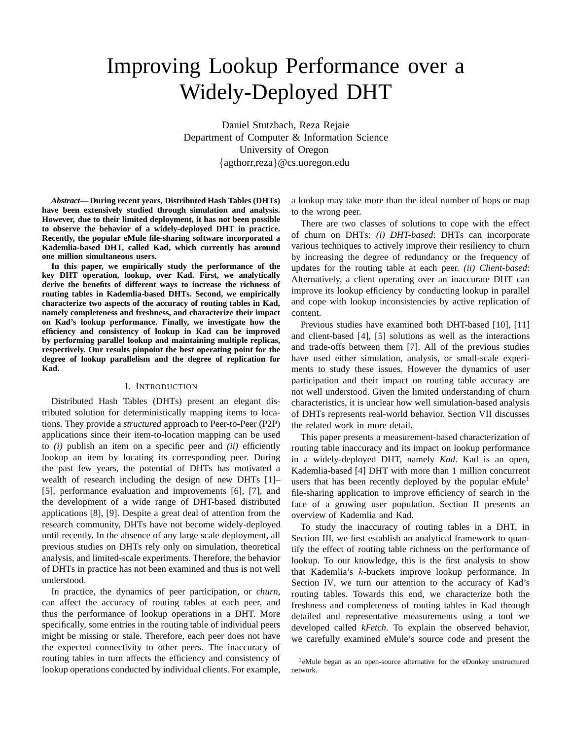# Improving Lookup Performance over a Widely-Deployed DHT

Daniel Stutzbach, Reza Rejaie
Department of Computer & Information Science
University of Oregon
{agthorr,reza}@cs.uoregon.edu

***Abstract*— During recent years, Distributed Hash Tables (DHTs) have been extensively studied through simulation and analysis. However, due to their limited deployment, it has not been possible to observe the behavior of a widely-deployed DHT in practice. Recently, the popular eMule file-sharing software incorporated a Kademlia-based DHT, called Kad, which currently has around one million simultaneous users.**

**In this paper, we empirically study the performance of the key DHT operation, lookup, over Kad. First, we analytically derive the benefits of different ways to increase the richness of routing tables in Kademlia-based DHTs. Second, we empirically characterize two aspects of the accuracy of routing tables in Kad, namely completeness and freshness, and characterize their impact on Kad's lookup performance. Finally, we investigate how the efficiency and consistency of lookup in Kad can be improved by performing parallel lookup and maintaining multiple replicas, respectively. Our results pinpoint the best operating point for the degree of lookup parallelism and the degree of replication for Kad.**

## I. Introduction

Distributed Hash Tables (DHTs) present an elegant distributed solution for deterministically mapping items to locations. They provide a *structured* approach to Peer-to-Peer (P2P) applications since their item-to-location mapping can be used to *(i)* publish an item on a specific peer and *(ii)* efficiently lookup an item by locating its corresponding peer. During the past few years, the potential of DHTs has motivated a wealth of research including the design of new DHTs [1]–[5], performance evaluation and improvements [6], [7], and the development of a wide range of DHT-based distributed applications [8], [9]. Despite a great deal of attention from the research community, DHTs have not become widely-deployed until recently. In the absence of any large scale deployment, all previous studies on DHTs rely only on simulation, theoretical analysis, and limited-scale experiments. Therefore, the behavior of DHTs in practice has not been examined and thus is not well understood.

In practice, the dynamics of peer participation, or *churn*, can affect the accuracy of routing tables at each peer, and thus the performance of lookup operations in a DHT. More specifically, some entries in the routing table of individual peers might be missing or stale. Therefore, each peer does not have the expected connectivity to other peers. The inaccuracy of routing tables in turn affects the efficiency and consistency of lookup operations conducted by individual clients. For example, a lookup may take more than the ideal number of hops or map to the wrong peer.

There are two classes of solutions to cope with the effect of churn on DHTs: *(i) DHT-based*: DHTs can incorporate various techniques to actively improve their resiliency to churn by increasing the degree of redundancy or the frequency of updates for the routing table at each peer. *(ii) Client-based*: Alternatively, a client operating over an inaccurate DHT can improve its lookup efficiency by conducting lookup in parallel and cope with lookup inconsistencies by active replication of content.

Previous studies have examined both DHT-based [10], [11] and client-based [4], [5] solutions as well as the interactions and trade-offs between them [7]. All of the previous studies have used either simulation, analysis, or small-scale experiments to study these issues. However the dynamics of user participation and their impact on routing table accuracy are not well understood. Given the limited understanding of churn characteristics, it is unclear how well simulation-based analysis of DHTs represents real-world behavior. Section VII discusses the related work in more detail.

This paper presents a measurement-based characterization of routing table inaccuracy and its impact on lookup performance in a widely-deployed DHT, namely *Kad*. Kad is an open, Kademlia-based [4] DHT with more than 1 million concurrent users that has been recently deployed by the popular eMule[1] file-sharing application to improve efficiency of search in the face of a growing user population. Section II presents an overview of Kademlia and Kad.

To study the inaccuracy of routing tables in a DHT, in Section III, we first establish an analytical framework to quantify the effect of routing table richness on the performance of lookup. To our knowledge, this is the first analysis to show that Kademlia's $k$-buckets improve lookup performance. In Section IV, we turn our attention to the accuracy of Kad's routing tables. Towards this end, we characterize both the freshness and completeness of routing tables in Kad through detailed and representative measurements using a tool we developed called *kFetch*. To explain the observed behavior, we carefully examined eMule's source code and present the

[1] eMule began as an open-source alternative for the eDonkey unstructured network.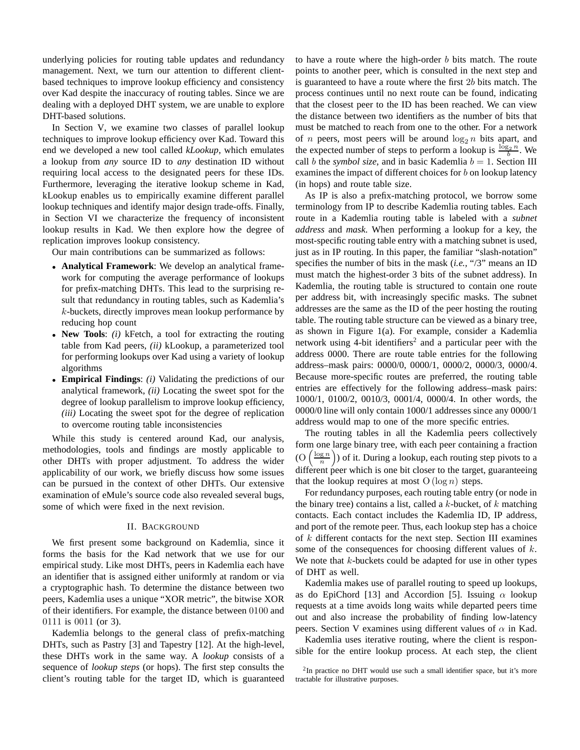underlying policies for routing table updates and redundancy management. Next, we turn our attention to different client-based techniques to improve lookup efficiency and consistency over Kad despite the inaccuracy of routing tables. Since we are dealing with a deployed DHT system, we are unable to explore DHT-based solutions.

In Section V, we examine two classes of parallel lookup techniques to improve lookup efficiency over Kad. Toward this end we developed a new tool called *kLookup*, which emulates a lookup from *any* source ID to *any* destination ID without requiring local access to the designated peers for these IDs. Furthermore, leveraging the iterative lookup scheme in Kad, kLookup enables us to empirically examine different parallel lookup techniques and identify major design trade-offs. Finally, in Section VI we characterize the frequency of inconsistent lookup results in Kad. We then explore how the degree of replication improves lookup consistency.

Our main contributions can be summarized as follows:

- **Analytical Framework**: We develop an analytical framework for computing the average performance of lookups for prefix-matching DHTs. This lead to the surprising result that redundancy in routing tables, such as Kademlia's $k$-buckets, directly improves mean lookup performance by reducing hop count
- **New Tools**: *(i)* kFetch, a tool for extracting the routing table from Kad peers, *(ii)* kLookup, a parameterized tool for performing lookups over Kad using a variety of lookup algorithms
- **Empirical Findings**: *(i)* Validating the predictions of our analytical framework, *(ii)* Locating the sweet spot for the degree of lookup parallelism to improve lookup efficiency, *(iii)* Locating the sweet spot for the degree of replication to overcome routing table inconsistencies

While this study is centered around Kad, our analysis, methodologies, tools and findings are mostly applicable to other DHTs with proper adjustment. To address the wider applicability of our work, we briefly discuss how some issues can be pursued in the context of other DHTs. Our extensive examination of eMule's source code also revealed several bugs, some of which were fixed in the next revision.

## II. Background

We first present some background on Kademlia, since it forms the basis for the Kad network that we use for our empirical study. Like most DHTs, peers in Kademlia each have an identifier that is assigned either uniformly at random or via a cryptographic hash. To determine the distance between two peers, Kademlia uses a unique "XOR metric", the bitwise XOR of their identifiers. For example, the distance between 0100 and 0111 is 0011 (or 3).

Kademlia belongs to the general class of prefix-matching DHTs, such as Pastry [3] and Tapestry [12]. At the high-level, these DHTs work in the same way. A *lookup* consists of a sequence of *lookup steps* (or hops). The first step consults the client's routing table for the target ID, which is guaranteed to have a route where the high-order $b$ bits match. The route points to another peer, which is consulted in the next step and is guaranteed to have a route where the first $2b$ bits match. The process continues until no next route can be found, indicating that the closest peer to the ID has been reached. We can view the distance between two identifiers as the number of bits that must be matched to reach from one to the other. For a network of $n$ peers, most peers will be around $\log_2 n$ bits apart, and the expected number of steps to perform a lookup is $\frac{\log_2 n}{b}$. We call $b$ the *symbol size*, and in basic Kademlia $b = 1$. Section III examines the impact of different choices for $b$ on lookup latency (in hops) and route table size.

As IP is also a prefix-matching protocol, we borrow some terminology from IP to describe Kademlia routing tables. Each route in a Kademlia routing table is labeled with a *subnet address* and *mask*. When performing a lookup for a key, the most-specific routing table entry with a matching subnet is used, just as in IP routing. In this paper, the familiar "slash-notation" specifies the number of bits in the mask (*i.e.,* "/3" means an ID must match the highest-order 3 bits of the subnet address). In Kademlia, the routing table is structured to contain one route per address bit, with increasingly specific masks. The subnet addresses are the same as the ID of the peer hosting the routing table. The routing table structure can be viewed as a binary tree, as shown in Figure 1(a). For example, consider a Kademlia network using 4-bit identifiers[2] and a particular peer with the address 0000. There are route table entries for the following address–mask pairs: 0000/0, 0000/1, 0000/2, 0000/3, 0000/4. Because more-specific routes are preferred, the routing table entries are effectively for the following address–mask pairs: 1000/1, 0100/2, 0010/3, 0001/4, 0000/4. In other words, the 0000/0 line will only contain 1000/1 addresses since any 0000/1 address would map to one of the more specific entries.

The routing tables in all the Kademlia peers collectively form one large binary tree, with each peer containing a fraction ($\mathrm{O}\left(\frac{\log n}{n}\right)$) of it. During a lookup, each routing step pivots to a different peer which is one bit closer to the target, guaranteeing that the lookup requires at most $\mathrm{O}(\log n)$ steps.

For redundancy purposes, each routing table entry (or node in the binary tree) contains a list, called a $k$-bucket, of $k$ matching contacts. Each contact includes the Kademlia ID, IP address, and port of the remote peer. Thus, each lookup step has a choice of $k$ different contacts for the next step. Section III examines some of the consequences for choosing different values of $k$. We note that $k$-buckets could be adapted for use in other types of DHT as well.

Kademlia makes use of parallel routing to speed up lookups, as do EpiChord [13] and Accordion [5]. Issuing $\alpha$ lookup requests at a time avoids long waits while departed peers time out and also increase the probability of finding low-latency peers. Section V examines using different values of $\alpha$ in Kad.

Kademlia uses iterative routing, where the client is responsible for the entire lookup process. At each step, the client

[2] In practice no DHT would use such a small identifier space, but it's more tractable for illustrative purposes.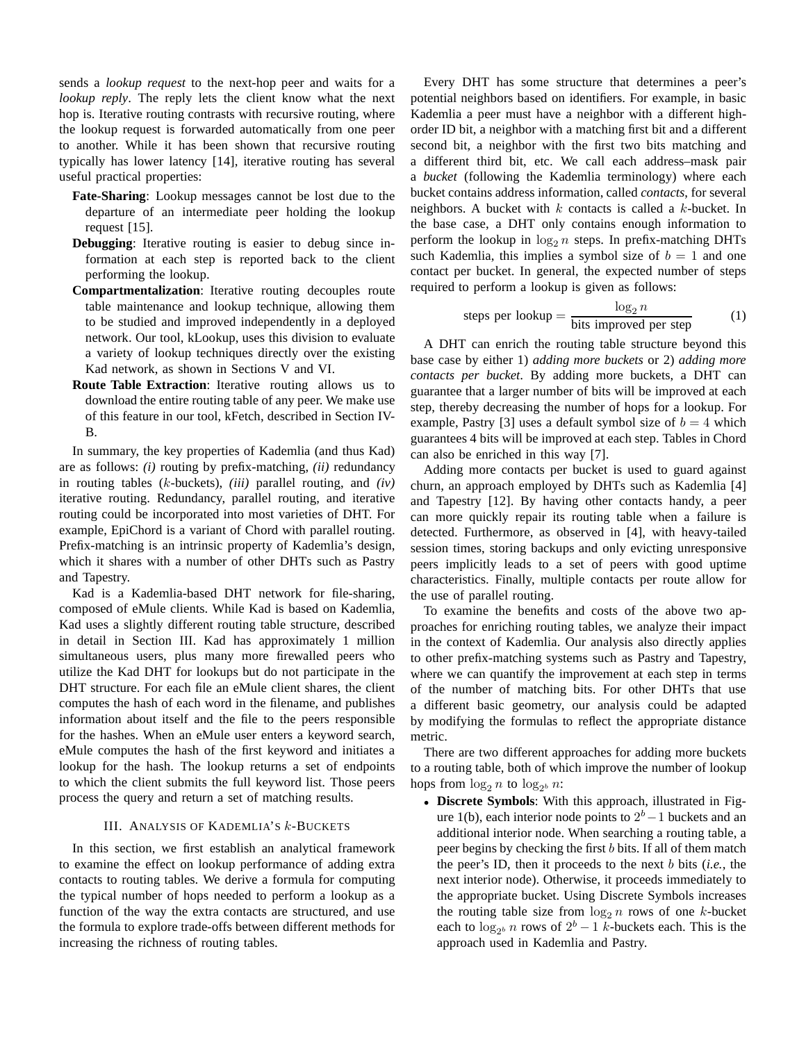sends a *lookup request* to the next-hop peer and waits for a *lookup reply*. The reply lets the client know what the next hop is. Iterative routing contrasts with recursive routing, where the lookup request is forwarded automatically from one peer to another. While it has been shown that recursive routing typically has lower latency [14], iterative routing has several useful practical properties:

- **Fate-Sharing**: Lookup messages cannot be lost due to the departure of an intermediate peer holding the lookup request [15].
- **Debugging**: Iterative routing is easier to debug since information at each step is reported back to the client performing the lookup.
- **Compartmentalization**: Iterative routing decouples route table maintenance and lookup technique, allowing them to be studied and improved independently in a deployed network. Our tool, kLookup, uses this division to evaluate a variety of lookup techniques directly over the existing Kad network, as shown in Sections V and VI.
- **Route Table Extraction**: Iterative routing allows us to download the entire routing table of any peer. We make use of this feature in our tool, kFetch, described in Section IV-B.

In summary, the key properties of Kademlia (and thus Kad) are as follows: *(i)* routing by prefix-matching, *(ii)* redundancy in routing tables ($k$-buckets), *(iii)* parallel routing, and *(iv)* iterative routing. Redundancy, parallel routing, and iterative routing could be incorporated into most varieties of DHT. For example, EpiChord is a variant of Chord with parallel routing. Prefix-matching is an intrinsic property of Kademlia's design, which it shares with a number of other DHTs such as Pastry and Tapestry.

Kad is a Kademlia-based DHT network for file-sharing, composed of eMule clients. While Kad is based on Kademlia, Kad uses a slightly different routing table structure, described in detail in Section III. Kad has approximately 1 million simultaneous users, plus many more firewalled peers who utilize the Kad DHT for lookups but do not participate in the DHT structure. For each file an eMule client shares, the client computes the hash of each word in the filename, and publishes information about itself and the file to the peers responsible for the hashes. When an eMule user enters a keyword search, eMule computes the hash of the first keyword and initiates a lookup for the hash. The lookup returns a set of endpoints to which the client submits the full keyword list. Those peers process the query and return a set of matching results.

## III. Analysis of Kademlia's $k$-Buckets

In this section, we first establish an analytical framework to examine the effect on lookup performance of adding extra contacts to routing tables. We derive a formula for computing the typical number of hops needed to perform a lookup as a function of the way the extra contacts are structured, and use the formula to explore trade-offs between different methods for increasing the richness of routing tables.

Every DHT has some structure that determines a peer's potential neighbors based on identifiers. For example, in basic Kademlia a peer must have a neighbor with a different high-order ID bit, a neighbor with a matching first bit and a different second bit, a neighbor with the first two bits matching and a different third bit, etc. We call each address–mask pair a *bucket* (following the Kademlia terminology) where each bucket contains address information, called *contacts*, for several neighbors. A bucket with $k$ contacts is called a $k$-bucket. In the base case, a DHT only contains enough information to perform the lookup in $\log_2 n$ steps. In prefix-matching DHTs such Kademlia, this implies a symbol size of $b = 1$ and one contact per bucket. In general, the expected number of steps required to perform a lookup is given as follows:

$$\text{steps per lookup} = \frac{\log_2 n}{\text{bits improved per step}} \tag{1}$$

A DHT can enrich the routing table structure beyond this base case by either 1) *adding more buckets* or 2) *adding more contacts per bucket*. By adding more buckets, a DHT can guarantee that a larger number of bits will be improved at each step, thereby decreasing the number of hops for a lookup. For example, Pastry [3] uses a default symbol size of $b = 4$ which guarantees 4 bits will be improved at each step. Tables in Chord can also be enriched in this way [7].

Adding more contacts per bucket is used to guard against churn, an approach employed by DHTs such as Kademlia [4] and Tapestry [12]. By having other contacts handy, a peer can more quickly repair its routing table when a failure is detected. Furthermore, as observed in [4], with heavy-tailed session times, storing backups and only evicting unresponsive peers implicitly leads to a set of peers with good uptime characteristics. Finally, multiple contacts per route allow for the use of parallel routing.

To examine the benefits and costs of the above two approaches for enriching routing tables, we analyze their impact in the context of Kademlia. Our analysis also directly applies to other prefix-matching systems such as Pastry and Tapestry, where we can quantify the improvement at each step in terms of the number of matching bits. For other DHTs that use a different basic geometry, our analysis could be adapted by modifying the formulas to reflect the appropriate distance metric.

There are two different approaches for adding more buckets to a routing table, both of which improve the number of lookup hops from $\log_2 n$ to $\log_{2^b} n$:

- **Discrete Symbols**: With this approach, illustrated in Figure 1(b), each interior node points to $2^b - 1$ buckets and an additional interior node. When searching a routing table, a peer begins by checking the first $b$ bits. If all of them match the peer's ID, then it proceeds to the next $b$ bits (*i.e.*, the next interior node). Otherwise, it proceeds immediately to the appropriate bucket. Using Discrete Symbols increases the routing table size from $\log_2 n$ rows of one $k$-bucket each to $\log_{2^b} n$ rows of $2^b - 1$ $k$-buckets each. This is the approach used in Kademlia and Pastry.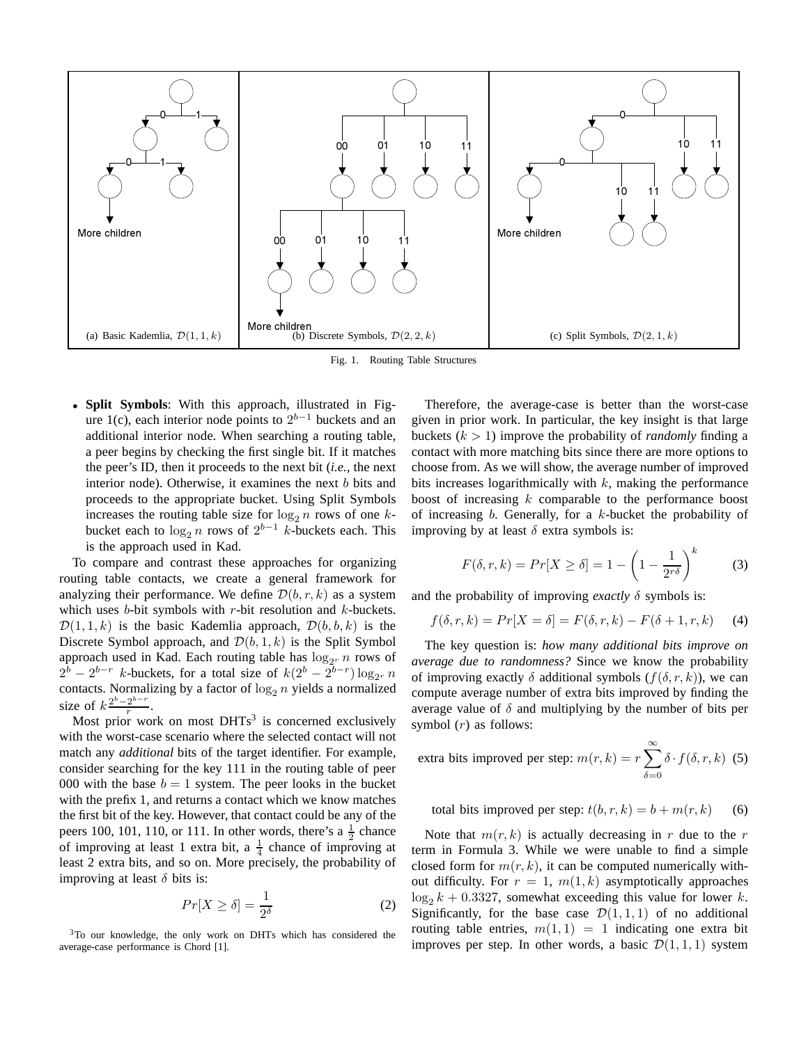Fig. 1. Routing Table Structures

(a) Basic Kademlia, $\mathcal{D}(1,1,k)$ (b) Discrete Symbols, $\mathcal{D}(2,2,k)$ (c) Split Symbols, $\mathcal{D}(2,1,k)$

- **Split Symbols**: With this approach, illustrated in Figure 1(c), each interior node points to $2^{b-1}$ buckets and an additional interior node. When searching a routing table, a peer begins by checking the first single bit. If it matches the peer's ID, then it proceeds to the next bit (*i.e.,* the next interior node). Otherwise, it examines the next $b$ bits and proceeds to the appropriate bucket. Using Split Symbols increases the routing table size for $\log_2 n$ rows of one $k$-bucket each to $\log_2 n$ rows of $2^{b-1}$ $k$-buckets each. This is the approach used in Kad.

To compare and contrast these approaches for organizing routing table contacts, we create a general framework for analyzing their performance. We define $\mathcal{D}(b,r,k)$ as a system which uses $b$-bit symbols with $r$-bit resolution and $k$-buckets. $\mathcal{D}(1,1,k)$ is the basic Kademlia approach, $\mathcal{D}(b,b,k)$ is the Discrete Symbol approach, and $\mathcal{D}(b,1,k)$ is the Split Symbol approach used in Kad. Each routing table has $\log_{2^r} n$ rows of $2^b - 2^{b-r}$ $k$-buckets, for a total size of $k(2^b - 2^{b-r})\log_{2^r} n$ contacts. Normalizing by a factor of $\log_2 n$ yields a normalized size of $k\frac{2^b-2^{b-r}}{r}$.

Most prior work on most DHTs[3] is concerned exclusively with the worst-case scenario where the selected contact will not match any *additional* bits of the target identifier. For example, consider searching for the key 111 in the routing table of peer 000 with the base $b = 1$ system. The peer looks in the bucket with the prefix 1, and returns a contact which we know matches the first bit of the key. However, that contact could be any of the peers 100, 101, 110, or 111. In other words, there's a $\frac{1}{2}$ chance of improving at least 1 extra bit, a $\frac{1}{4}$ chance of improving at least 2 extra bits, and so on. More precisely, the probability of improving at least $\delta$ bits is:

$$Pr[X \geq \delta] = \frac{1}{2^\delta} \tag{2}$$

[3]To our knowledge, the only work on DHTs which has considered the average-case performance is Chord [1].

Therefore, the average-case is better than the worst-case given in prior work. In particular, the key insight is that large buckets ($k > 1$) improve the probability of *randomly* finding a contact with more matching bits since there are more options to choose from. As we will show, the average number of improved bits increases logarithmically with $k$, making the performance boost of increasing $k$ comparable to the performance boost of increasing $b$. Generally, for a $k$-bucket the probability of improving by at least $\delta$ extra symbols is:

$$F(\delta,r,k) = Pr[X \geq \delta] = 1 - \left(1 - \frac{1}{2^{r\delta}}\right)^k \tag{3}$$

and the probability of improving *exactly* $\delta$ symbols is:

$$f(\delta,r,k) = Pr[X = \delta] = F(\delta,r,k) - F(\delta+1,r,k) \tag{4}$$

The key question is: *how many additional bits improve on average due to randomness?* Since we know the probability of improving exactly $\delta$ additional symbols ($f(\delta,r,k)$), we can compute average number of extra bits improved by finding the average value of $\delta$ and multiplying by the number of bits per symbol ($r$) as follows:

$$\text{extra bits improved per step: } m(r,k) = r\sum_{\delta=0}^{\infty} \delta \cdot f(\delta,r,k) \tag{5}$$

$$\text{total bits improved per step: } t(b,r,k) = b + m(r,k) \tag{6}$$

Note that $m(r,k)$ is actually decreasing in $r$ due to the $r$ term in Formula 3. While we were unable to find a simple closed form for $m(r,k)$, it can be computed numerically without difficulty. For $r = 1$, $m(1,k)$ asymptotically approaches $\log_2 k + 0.3327$, somewhat exceeding this value for lower $k$. Significantly, for the base case $\mathcal{D}(1,1,1)$ of no additional routing table entries, $m(1,1) = 1$ indicating one extra bit improves per step. In other words, a basic $\mathcal{D}(1,1,1)$ system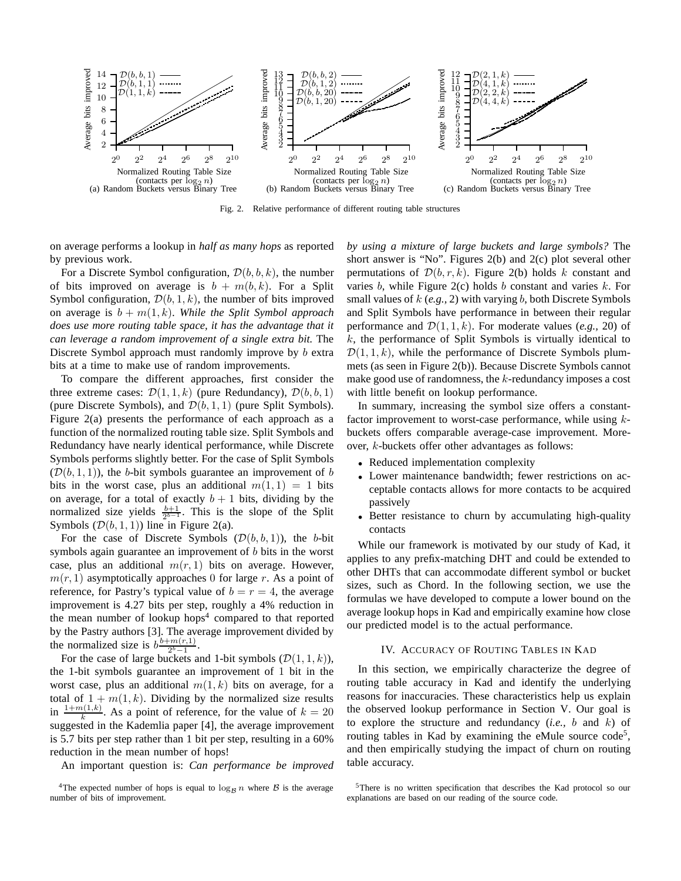Fig. 2. Relative performance of different routing table structures

on average performs a lookup in *half as many hops* as reported by previous work.

For a Discrete Symbol configuration, $\mathcal{D}(b,b,k)$, the number of bits improved on average is $b + m(b,k)$. For a Split Symbol configuration, $\mathcal{D}(b,1,k)$, the number of bits improved on average is $b + m(1,k)$. *While the Split Symbol approach does use more routing table space, it has the advantage that it can leverage a random improvement of a single extra bit.* The Discrete Symbol approach must randomly improve by $b$ extra bits at a time to make use of random improvements.

To compare the different approaches, first consider the three extreme cases: $\mathcal{D}(1,1,k)$ (pure Redundancy), $\mathcal{D}(b,b,1)$ (pure Discrete Symbols), and $\mathcal{D}(b,1,1)$ (pure Split Symbols). Figure 2(a) presents the performance of each approach as a function of the normalized routing table size. Split Symbols and Redundancy have nearly identical performance, while Discrete Symbols performs slightly better. For the case of Split Symbols ($\mathcal{D}(b,1,1)$), the $b$-bit symbols guarantee an improvement of $b$ bits in the worst case, plus an additional $m(1,1) = 1$ bits on average, for a total of exactly $b+1$ bits, dividing by the normalized size yields $\frac{b+1}{2^b-1}$. This is the slope of the Split Symbols ($\mathcal{D}(b,1,1)$) line in Figure 2(a).

For the case of Discrete Symbols ($\mathcal{D}(b,b,1)$), the $b$-bit symbols again guarantee an improvement of $b$ bits in the worst case, plus an additional $m(r,1)$ bits on average. However, $m(r,1)$ asymptotically approaches 0 for large $r$. As a point of reference, for Pastry's typical value of $b = r = 4$, the average improvement is 4.27 bits per step, roughly a 4% reduction in the mean number of lookup hops[4] compared to that reported by the Pastry authors [3]. The average improvement divided by the normalized size is $b\frac{b+m(r,1)}{2^b-1}$.

For the case of large buckets and 1-bit symbols ($\mathcal{D}(1,1,k)$), the 1-bit symbols guarantee an improvement of 1 bit in the worst case, plus an additional $m(1,k)$ bits on average, for a total of $1 + m(1,k)$. Dividing by the normalized size results in $\frac{1+m(1,k)}{k}$. As a point of reference, for the value of $k = 20$ suggested in the Kademlia paper [4], the average improvement is 5.7 bits per step rather than 1 bit per step, resulting in a 60% reduction in the mean number of hops!

An important question is: *Can performance be improved by using a mixture of large buckets and large symbols?* The short answer is "No". Figures 2(b) and 2(c) plot several other permutations of $\mathcal{D}(b,r,k)$. Figure 2(b) holds $k$ constant and varies $b$, while Figure 2(c) holds $b$ constant and varies $k$. For small values of $k$ (*e.g.,* 2) with varying $b$, both Discrete Symbols and Split Symbols have performance in between their regular performance and $\mathcal{D}(1,1,k)$. For moderate values (*e.g.,* 20) of $k$, the performance of Split Symbols is virtually identical to $\mathcal{D}(1,1,k)$, while the performance of Discrete Symbols plummets (as seen in Figure 2(b)). Because Discrete Symbols cannot make good use of randomness, the $k$-redundancy imposes a cost with little benefit on lookup performance.

In summary, increasing the symbol size offers a constant-factor improvement to worst-case performance, while using $k$-buckets offers comparable average-case improvement. Moreover, $k$-buckets offer other advantages as follows:

- Reduced implementation complexity
- Lower maintenance bandwidth; fewer restrictions on acceptable contacts allows for more contacts to be acquired passively
- Better resistance to churn by accumulating high-quality contacts

While our framework is motivated by our study of Kad, it applies to any prefix-matching DHT and could be extended to other DHTs that can accommodate different symbol or bucket sizes, such as Chord. In the following section, we use the formulas we have developed to compute a lower bound on the average lookup hops in Kad and empirically examine how close our predicted model is to the actual performance.

## IV. Accuracy of Routing Tables in Kad

In this section, we empirically characterize the degree of routing table accuracy in Kad and identify the underlying reasons for inaccuracies. These characteristics help us explain the observed lookup performance in Section V. Our goal is to explore the structure and redundancy (*i.e.,* $b$ and $k$) of routing tables in Kad by examining the eMule source code[5], and then empirically studying the impact of churn on routing table accuracy.

[4]The expected number of hops is equal to $\log_{\mathcal{B}} n$ where $\mathcal{B}$ is the average number of bits of improvement.

[5]There is no written specification that describes the Kad protocol so our explanations are based on our reading of the source code.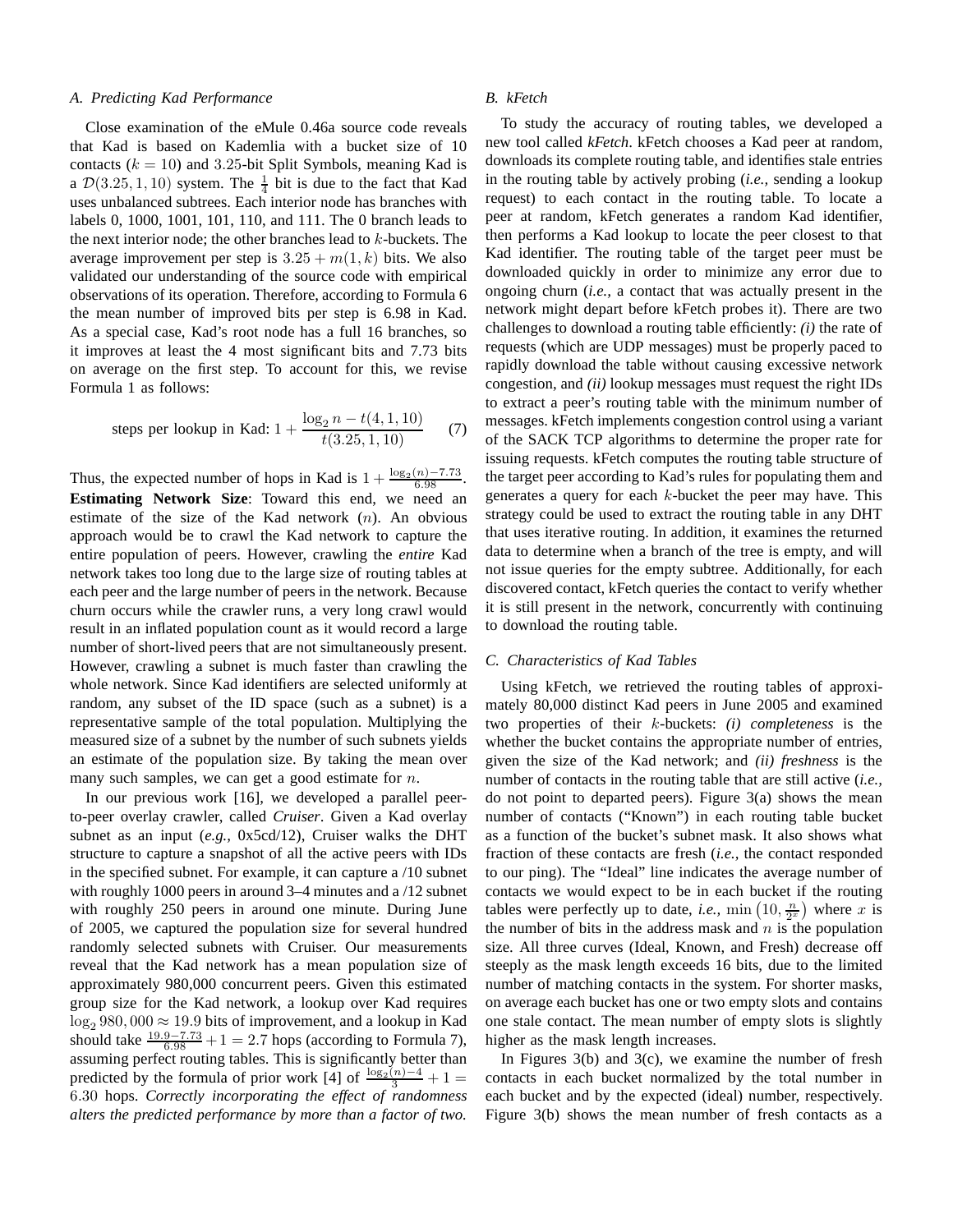### A. Predicting Kad Performance

Close examination of the eMule 0.46a source code reveals that Kad is based on Kademlia with a bucket size of 10 contacts ($k = 10$) and 3.25-bit Split Symbols, meaning Kad is a $\mathcal{D}(3.25, 1, 10)$ system. The $\frac{1}{4}$ bit is due to the fact that Kad uses unbalanced subtrees. Each interior node has branches with labels 0, 1000, 1001, 101, 110, and 111. The 0 branch leads to the next interior node; the other branches lead to $k$-buckets. The average improvement per step is $3.25 + m(1, k)$ bits. We also validated our understanding of the source code with empirical observations of its operation. Therefore, according to Formula 6 the mean number of improved bits per step is 6.98 in Kad. As a special case, Kad's root node has a full 16 branches, so it improves at least the 4 most significant bits and 7.73 bits on average on the first step. To account for this, we revise Formula 1 as follows:

$$\text{steps per lookup in Kad: } 1 + \frac{\log_2 n - t(4, 1, 10)}{t(3.25, 1, 10)} \qquad (7)$$

Thus, the expected number of hops in Kad is $1 + \frac{\log_2(n) - 7.73}{6.98}$.

**Estimating Network Size**: Toward this end, we need an estimate of the size of the Kad network ($n$). An obvious approach would be to crawl the Kad network to capture the entire population of peers. However, crawling the *entire* Kad network takes too long due to the large size of routing tables at each peer and the large number of peers in the network. Because churn occurs while the crawler runs, a very long crawl would result in an inflated population count as it would record a large number of short-lived peers that are not simultaneously present. However, crawling a subnet is much faster than crawling the whole network. Since Kad identifiers are selected uniformly at random, any subset of the ID space (such as a subnet) is a representative sample of the total population. Multiplying the measured size of a subnet by the number of such subnets yields an estimate of the population size. By taking the mean over many such samples, we can get a good estimate for $n$.

In our previous work [16], we developed a parallel peer-to-peer overlay crawler, called *Cruiser*. Given a Kad overlay subnet as an input (*e.g.,* 0x5cd/12), Cruiser walks the DHT structure to capture a snapshot of all the active peers with IDs in the specified subnet. For example, it can capture a /10 subnet with roughly 1000 peers in around 3–4 minutes and a /12 subnet with roughly 250 peers in around one minute. During June of 2005, we captured the population size for several hundred randomly selected subnets with Cruiser. Our measurements reveal that the Kad network has a mean population size of approximately 980,000 concurrent peers. Given this estimated group size for the Kad network, a lookup over Kad requires $\log_2 980,000 \approx 19.9$ bits of improvement, and a lookup in Kad should take $\frac{19.9 - 7.73}{6.98} + 1 = 2.7$ hops (according to Formula 7), assuming perfect routing tables. This is significantly better than predicted by the formula of prior work [4] of $\frac{\log_2(n) - 4}{3} + 1 = 6.30$ hops. *Correctly incorporating the effect of randomness alters the predicted performance by more than a factor of two.*

### B. kFetch

To study the accuracy of routing tables, we developed a new tool called *kFetch*. kFetch chooses a Kad peer at random, downloads its complete routing table, and identifies stale entries in the routing table by actively probing (*i.e.,* sending a lookup request) to each contact in the routing table. To locate a peer at random, kFetch generates a random Kad identifier, then performs a Kad lookup to locate the peer closest to that Kad identifier. The routing table of the target peer must be downloaded quickly in order to minimize any error due to ongoing churn (*i.e.,* a contact that was actually present in the network might depart before kFetch probes it). There are two challenges to download a routing table efficiently: *(i)* the rate of requests (which are UDP messages) must be properly paced to rapidly download the table without causing excessive network congestion, and *(ii)* lookup messages must request the right IDs to extract a peer's routing table with the minimum number of messages. kFetch implements congestion control using a variant of the SACK TCP algorithms to determine the proper rate for issuing requests. kFetch computes the routing table structure of the target peer according to Kad's rules for populating them and generates a query for each $k$-bucket the peer may have. This strategy could be used to extract the routing table in any DHT that uses iterative routing. In addition, it examines the returned data to determine when a branch of the tree is empty, and will not issue queries for the empty subtree. Additionally, for each discovered contact, kFetch queries the contact to verify whether it is still present in the network, concurrently with continuing to download the routing table.

### C. Characteristics of Kad Tables

Using kFetch, we retrieved the routing tables of approximately 80,000 distinct Kad peers in June 2005 and examined two properties of their $k$-buckets: *(i) completeness* is the whether the bucket contains the appropriate number of entries, given the size of the Kad network; and *(ii) freshness* is the number of contacts in the routing table that are still active (*i.e.,* do not point to departed peers). Figure 3(a) shows the mean number of contacts ("Known") in each routing table bucket as a function of the bucket's subnet mask. It also shows what fraction of these contacts are fresh (*i.e.,* the contact responded to our ping). The "Ideal" line indicates the average number of contacts we would expect to be in each bucket if the routing tables were perfectly up to date, *i.e.,* $\min\left(10, \frac{n}{2^x}\right)$ where $x$ is the number of bits in the address mask and $n$ is the population size. All three curves (Ideal, Known, and Fresh) decrease off steeply as the mask length exceeds 16 bits, due to the limited number of matching contacts in the system. For shorter masks, on average each bucket has one or two empty slots and contains one stale contact. The mean number of empty slots is slightly higher as the mask length increases.

In Figures 3(b) and 3(c), we examine the number of fresh contacts in each bucket normalized by the total number in each bucket and by the expected (ideal) number, respectively. Figure 3(b) shows the mean number of fresh contacts as a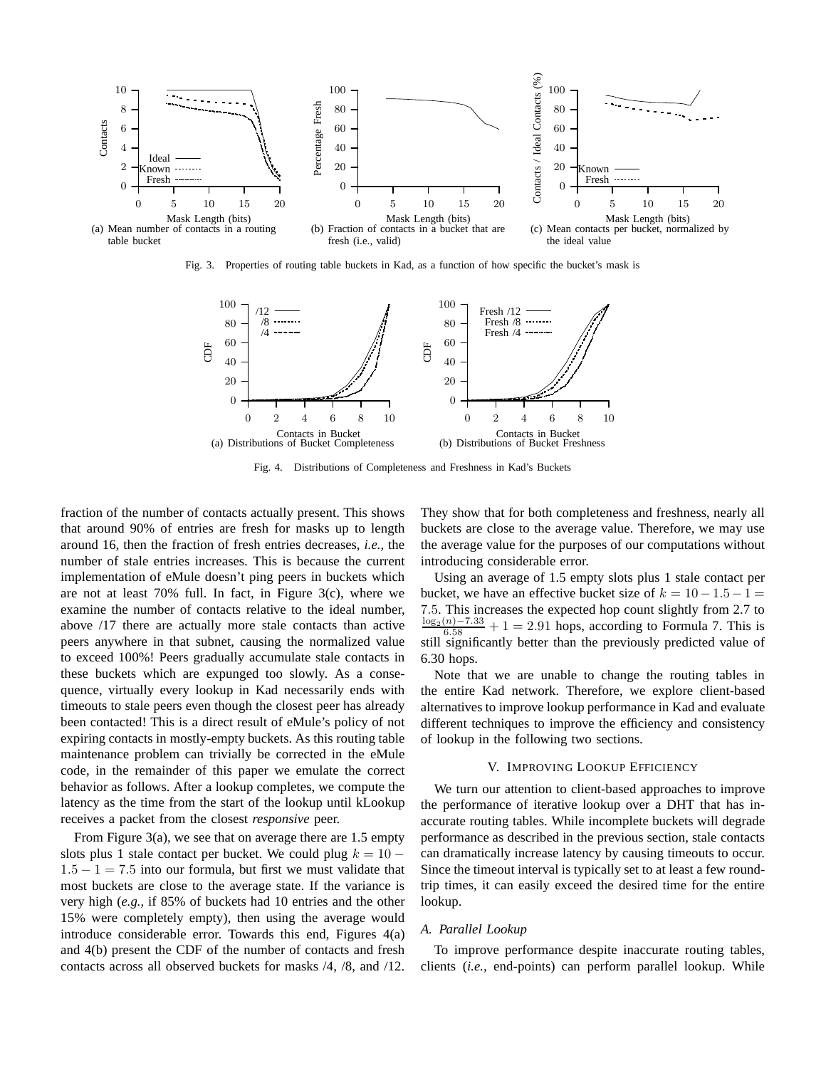(a) Mean number of contacts in a routing table bucket

(b) Fraction of contacts in a bucket that are fresh (i.e., valid)

(c) Mean contacts per bucket, normalized by the ideal value

Fig. 3. Properties of routing table buckets in Kad, as a function of how specific the bucket's mask is

(a) Distributions of Bucket Completeness

(b) Distributions of Bucket Freshness

Fig. 4. Distributions of Completeness and Freshness in Kad's Buckets

fraction of the number of contacts actually present. This shows that around 90% of entries are fresh for masks up to length around 16, then the fraction of fresh entries decreases, *i.e.,* the number of stale entries increases. This is because the current implementation of eMule doesn't ping peers in buckets which are not at least 70% full. In fact, in Figure 3(c), where we examine the number of contacts relative to the ideal number, above /17 there are actually more stale contacts than active peers anywhere in that subnet, causing the normalized value to exceed 100%! Peers gradually accumulate stale contacts in these buckets which are expunged too slowly. As a consequence, virtually every lookup in Kad necessarily ends with timeouts to stale peers even though the closest peer has already been contacted! This is a direct result of eMule's policy of not expiring contacts in mostly-empty buckets. As this routing table maintenance problem can trivially be corrected in the eMule code, in the remainder of this paper we emulate the correct behavior as follows. After a lookup completes, we compute the latency as the time from the start of the lookup until kLookup receives a packet from the closest *responsive* peer.

From Figure 3(a), we see that on average there are 1.5 empty slots plus 1 stale contact per bucket. We could plug $k = 10 - 1.5 - 1 = 7.5$ into our formula, but first we must validate that most buckets are close to the average state. If the variance is very high (*e.g.,* if 85% of buckets had 10 entries and the other 15% were completely empty), then using the average would introduce considerable error. Towards this end, Figures 4(a) and 4(b) present the CDF of the number of contacts and fresh contacts across all observed buckets for masks /4, /8, and /12. They show that for both completeness and freshness, nearly all buckets are close to the average value. Therefore, we may use the average value for the purposes of our computations without introducing considerable error.

Using an average of 1.5 empty slots plus 1 stale contact per bucket, we have an effective bucket size of $k = 10 - 1.5 - 1 = 7.5$. This increases the expected hop count slightly from 2.7 to $\frac{\log_2(n)-7.33}{6.58} + 1 = 2.91$ hops, according to Formula 7. This is still significantly better than the previously predicted value of 6.30 hops.

Note that we are unable to change the routing tables in the entire Kad network. Therefore, we explore client-based alternatives to improve lookup performance in Kad and evaluate different techniques to improve the efficiency and consistency of lookup in the following two sections.

## V. Improving Lookup Efficiency

We turn our attention to client-based approaches to improve the performance of iterative lookup over a DHT that has inaccurate routing tables. While incomplete buckets will degrade performance as described in the previous section, stale contacts can dramatically increase latency by causing timeouts to occur. Since the timeout interval is typically set to at least a few round-trip times, it can easily exceed the desired time for the entire lookup.

### A. Parallel Lookup

To improve performance despite inaccurate routing tables, clients (*i.e.,* end-points) can perform parallel lookup. While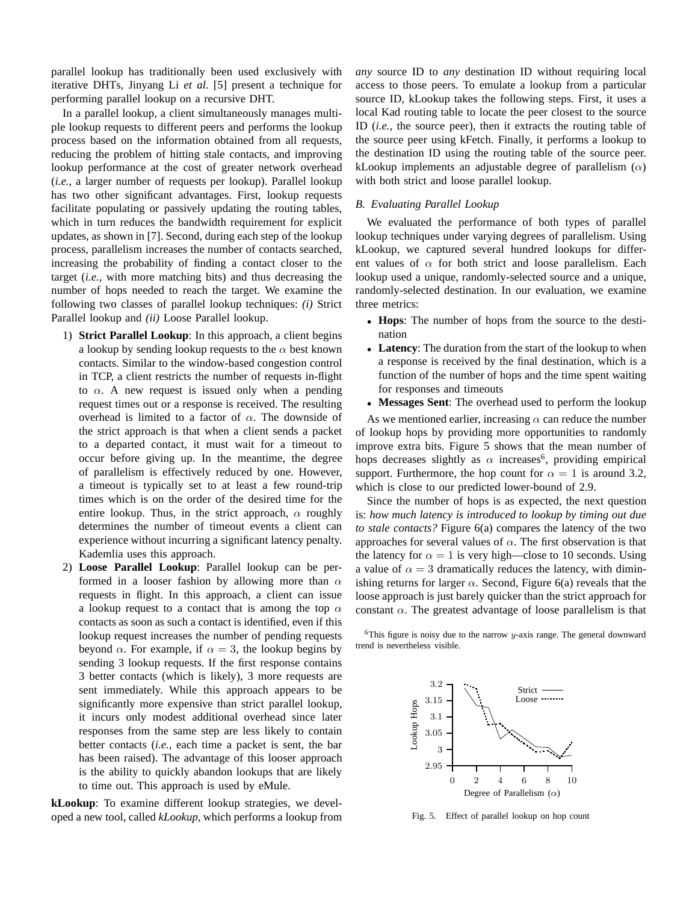parallel lookup has traditionally been used exclusively with iterative DHTs, Jinyang Li *et al.* [5] present a technique for performing parallel lookup on a recursive DHT.

In a parallel lookup, a client simultaneously manages multiple lookup requests to different peers and performs the lookup process based on the information obtained from all requests, reducing the problem of hitting stale contacts, and improving lookup performance at the cost of greater network overhead (*i.e.,* a larger number of requests per lookup). Parallel lookup has two other significant advantages. First, lookup requests facilitate populating or passively updating the routing tables, which in turn reduces the bandwidth requirement for explicit updates, as shown in [7]. Second, during each step of the lookup process, parallelism increases the number of contacts searched, increasing the probability of finding a contact closer to the target (*i.e.,* with more matching bits) and thus decreasing the number of hops needed to reach the target. We examine the following two classes of parallel lookup techniques: *(i)* Strict Parallel lookup and *(ii)* Loose Parallel lookup.

1) **Strict Parallel Lookup**: In this approach, a client begins a lookup by sending lookup requests to the $\alpha$ best known contacts. Similar to the window-based congestion control in TCP, a client restricts the number of requests in-flight to $\alpha$. A new request is issued only when a pending request times out or a response is received. The resulting overhead is limited to a factor of $\alpha$. The downside of the strict approach is that when a client sends a packet to a departed contact, it must wait for a timeout to occur before giving up. In the meantime, the degree of parallelism is effectively reduced by one. However, a timeout is typically set to at least a few round-trip times which is on the order of the desired time for the entire lookup. Thus, in the strict approach, $\alpha$ roughly determines the number of timeout events a client can experience without incurring a significant latency penalty. Kademlia uses this approach.
2) **Loose Parallel Lookup**: Parallel lookup can be performed in a looser fashion by allowing more than $\alpha$ requests in flight. In this approach, a client can issue a lookup request to a contact that is among the top $\alpha$ contacts as soon as such a contact is identified, even if this lookup request increases the number of pending requests beyond $\alpha$. For example, if $\alpha = 3$, the lookup begins by sending 3 lookup requests. If the first response contains 3 better contacts (which is likely), 3 more requests are sent immediately. While this approach appears to be significantly more expensive than strict parallel lookup, it incurs only modest additional overhead since later responses from the same step are less likely to contain better contacts (*i.e.,* each time a packet is sent, the bar has been raised). The advantage of this looser approach is the ability to quickly abandon lookups that are likely to time out. This approach is used by eMule.

**kLookup**: To examine different lookup strategies, we developed a new tool, called *kLookup*, which performs a lookup from *any* source ID to *any* destination ID without requiring local access to those peers. To emulate a lookup from a particular source ID, kLookup takes the following steps. First, it uses a local Kad routing table to locate the peer closest to the source ID (*i.e.,* the source peer), then it extracts the routing table of the source peer using kFetch. Finally, it performs a lookup to the destination ID using the routing table of the source peer. kLookup implements an adjustable degree of parallelism ($\alpha$) with both strict and loose parallel lookup.

### *B. Evaluating Parallel Lookup*

We evaluated the performance of both types of parallel lookup techniques under varying degrees of parallelism. Using kLookup, we captured several hundred lookups for different values of $\alpha$ for both strict and loose parallelism. Each lookup used a unique, randomly-selected source and a unique, randomly-selected destination. In our evaluation, we examine three metrics:

- **Hops**: The number of hops from the source to the destination
- **Latency**: The duration from the start of the lookup to when a response is received by the final destination, which is a function of the number of hops and the time spent waiting for responses and timeouts
- **Messages Sent**: The overhead used to perform the lookup

As we mentioned earlier, increasing $\alpha$ can reduce the number of lookup hops by providing more opportunities to randomly improve extra bits. Figure 5 shows that the mean number of hops decreases slightly as $\alpha$ increases[6], providing empirical support. Furthermore, the hop count for $\alpha = 1$ is around 3.2, which is close to our predicted lower-bound of 2.9.

Since the number of hops is as expected, the next question is: *how much latency is introduced to lookup by timing out due to stale contacts?* Figure 6(a) compares the latency of the two approaches for several values of $\alpha$. The first observation is that the latency for $\alpha = 1$ is very high—close to 10 seconds. Using a value of $\alpha = 3$ dramatically reduces the latency, with diminishing returns for larger $\alpha$. Second, Figure 6(a) reveals that the loose approach is just barely quicker than the strict approach for constant $\alpha$. The greatest advantage of loose parallelism is that

[6]This figure is noisy due to the narrow $y$-axis range. The general downward trend is nevertheless visible.

Fig. 5. Effect of parallel lookup on hop count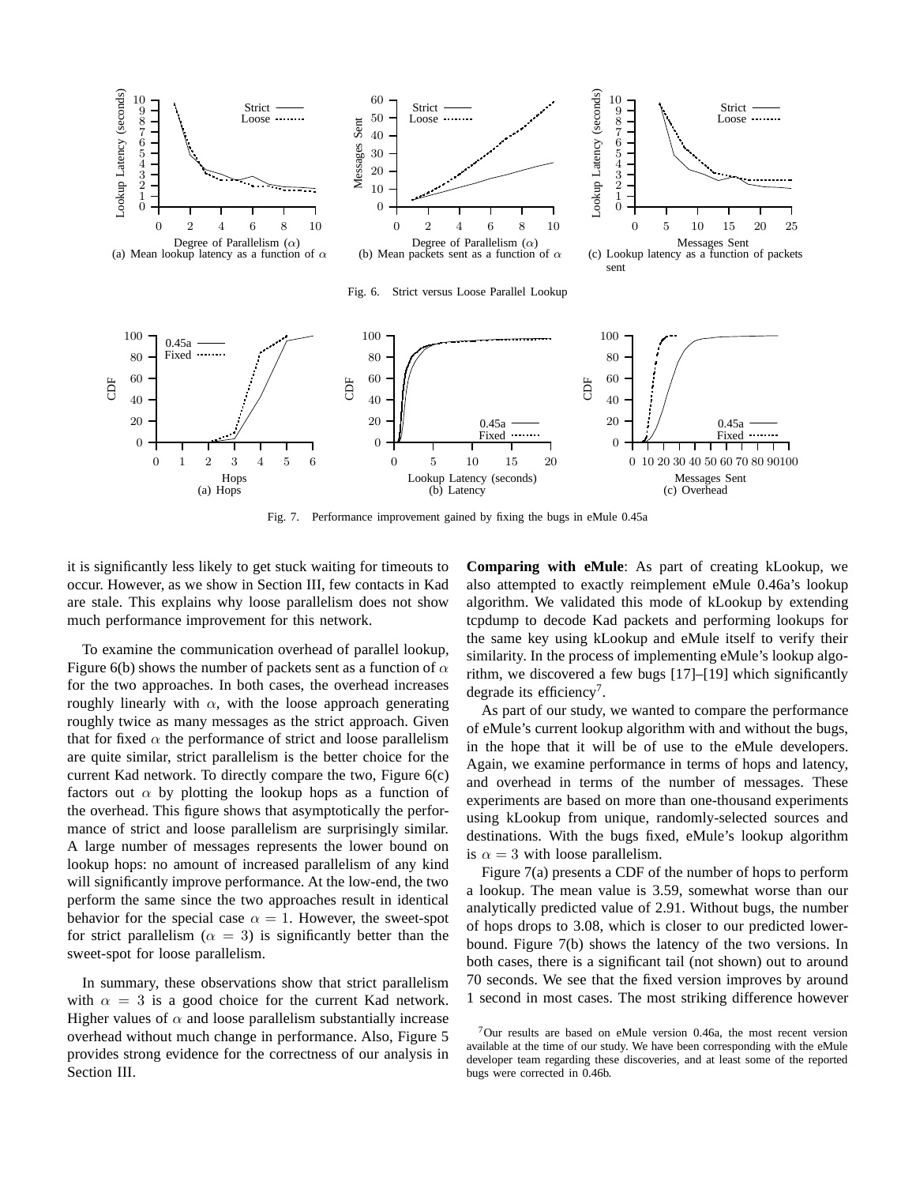(a) Mean lookup latency as a function of $\alpha$

(b) Mean packets sent as a function of $\alpha$

(c) Lookup latency as a function of packets sent

Fig. 6. Strict versus Loose Parallel Lookup

(a) Hops

(b) Latency

(c) Overhead

Fig. 7. Performance improvement gained by fixing the bugs in eMule 0.45a

it is significantly less likely to get stuck waiting for timeouts to occur. However, as we show in Section III, few contacts in Kad are stale. This explains why loose parallelism does not show much performance improvement for this network.

To examine the communication overhead of parallel lookup, Figure 6(b) shows the number of packets sent as a function of $\alpha$ for the two approaches. In both cases, the overhead increases roughly linearly with $\alpha$, with the loose approach generating roughly twice as many messages as the strict approach. Given that for fixed $\alpha$ the performance of strict and loose parallelism are quite similar, strict parallelism is the better choice for the current Kad network. To directly compare the two, Figure 6(c) factors out $\alpha$ by plotting the lookup hops as a function of the overhead. This figure shows that asymptotically the performance of strict and loose parallelism are surprisingly similar. A large number of messages represents the lower bound on lookup hops: no amount of increased parallelism of any kind will significantly improve performance. At the low-end, the two perform the same since the two approaches result in identical behavior for the special case $\alpha = 1$. However, the sweet-spot for strict parallelism ($\alpha = 3$) is significantly better than the sweet-spot for loose parallelism.

In summary, these observations show that strict parallelism with $\alpha = 3$ is a good choice for the current Kad network. Higher values of $\alpha$ and loose parallelism substantially increase overhead without much change in performance. Also, Figure 5 provides strong evidence for the correctness of our analysis in Section III.

**Comparing with eMule**: As part of creating kLookup, we also attempted to exactly reimplement eMule 0.46a's lookup algorithm. We validated this mode of kLookup by extending tcpdump to decode Kad packets and performing lookups for the same key using kLookup and eMule itself to verify their similarity. In the process of implementing eMule's lookup algorithm, we discovered a few bugs [17]–[19] which significantly degrade its efficiency[7].

As part of our study, we wanted to compare the performance of eMule's current lookup algorithm with and without the bugs, in the hope that it will be of use to the eMule developers. Again, we examine performance in terms of hops and latency, and overhead in terms of the number of messages. These experiments are based on more than one-thousand experiments using kLookup from unique, randomly-selected sources and destinations. With the bugs fixed, eMule's lookup algorithm is $\alpha = 3$ with loose parallelism.

Figure 7(a) presents a CDF of the number of hops to perform a lookup. The mean value is 3.59, somewhat worse than our analytically predicted value of 2.91. Without bugs, the number of hops drops to 3.08, which is closer to our predicted lower-bound. Figure 7(b) shows the latency of the two versions. In both cases, there is a significant tail (not shown) out to around 70 seconds. We see that the fixed version improves by around 1 second in most cases. The most striking difference however

[7]Our results are based on eMule version 0.46a, the most recent version available at the time of our study. We have been corresponding with the eMule developer team regarding these discoveries, and at least some of the reported bugs were corrected in 0.46b.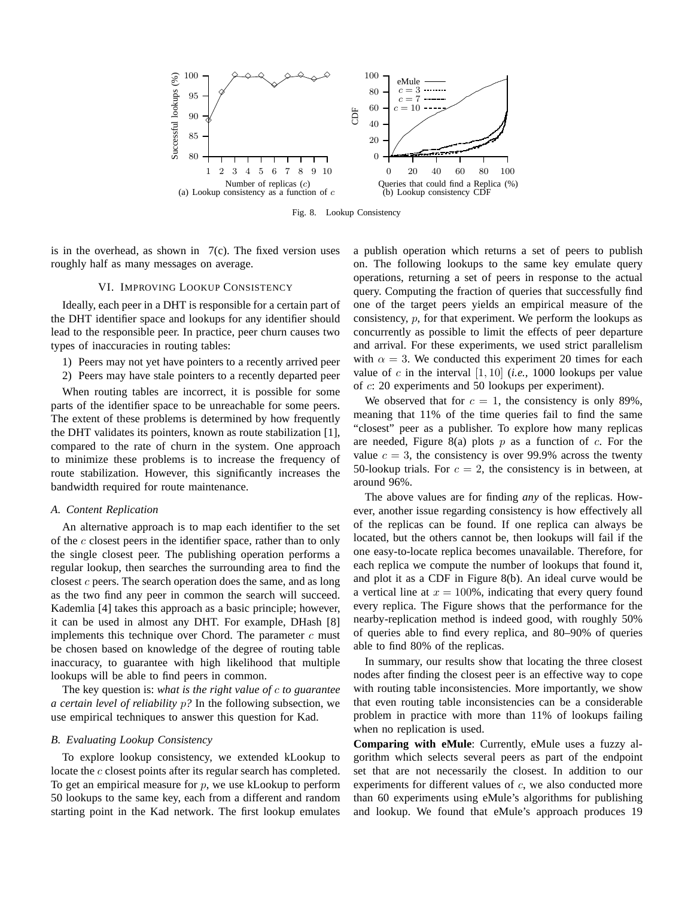Successful lookups (%)
100
95
90
85
80
1 2 3 4 5 6 7 8 9 10
Number of replicas ($c$)
(a) Lookup consistency as a function of $c$

CDF
100
80
60
40
20
0
eMule
$c = 3$
$c = 7$
$c = 10$
0 20 40 60 80 100
Queries that could find a Replica (%)
(b) Lookup consistency CDF

Fig. 8. Lookup Consistency

is in the overhead, as shown in 7(c). The fixed version uses roughly half as many messages on average.

## VI. Improving Lookup Consistency

Ideally, each peer in a DHT is responsible for a certain part of the DHT identifier space and lookups for any identifier should lead to the responsible peer. In practice, peer churn causes two types of inaccuracies in routing tables:

1) Peers may not yet have pointers to a recently arrived peer
2) Peers may have stale pointers to a recently departed peer

When routing tables are incorrect, it is possible for some parts of the identifier space to be unreachable for some peers. The extent of these problems is determined by how frequently the DHT validates its pointers, known as route stabilization [1], compared to the rate of churn in the system. One approach to minimize these problems is to increase the frequency of route stabilization. However, this significantly increases the bandwidth required for route maintenance.

### A. Content Replication

An alternative approach is to map each identifier to the set of the $c$ closest peers in the identifier space, rather than to only the single closest peer. The publishing operation performs a regular lookup, then searches the surrounding area to find the closest $c$ peers. The search operation does the same, and as long as the two find any peer in common the search will succeed. Kademlia [4] takes this approach as a basic principle; however, it can be used in almost any DHT. For example, DHash [8] implements this technique over Chord. The parameter $c$ must be chosen based on knowledge of the degree of routing table inaccuracy, to guarantee with high likelihood that multiple lookups will be able to find peers in common.

The key question is: *what is the right value of $c$ to guarantee a certain level of reliability $p$?* In the following subsection, we use empirical techniques to answer this question for Kad.

### B. Evaluating Lookup Consistency

To explore lookup consistency, we extended kLookup to locate the $c$ closest points after its regular search has completed. To get an empirical measure for $p$, we use kLookup to perform 50 lookups to the same key, each from a different and random starting point in the Kad network. The first lookup emulates a publish operation which returns a set of peers to publish on. The following lookups to the same key emulate query operations, returning a set of peers in response to the actual query. Computing the fraction of queries that successfully find one of the target peers yields an empirical measure of the consistency, $p$, for that experiment. We perform the lookups as concurrently as possible to limit the effects of peer departure and arrival. For these experiments, we used strict parallelism with $\alpha = 3$. We conducted this experiment 20 times for each value of $c$ in the interval $[1, 10]$ (*i.e.,* 1000 lookups per value of $c$: 20 experiments and 50 lookups per experiment).

We observed that for $c = 1$, the consistency is only 89%, meaning that 11% of the time queries fail to find the same "closest" peer as a publisher. To explore how many replicas are needed, Figure 8(a) plots $p$ as a function of $c$. For the value $c = 3$, the consistency is over 99.9% across the twenty 50-lookup trials. For $c = 2$, the consistency is in between, at around 96%.

The above values are for finding *any* of the replicas. However, another issue regarding consistency is how effectively all of the replicas can be found. If one replica can always be located, but the others cannot be, then lookups will fail if the one easy-to-locate replica becomes unavailable. Therefore, for each replica we compute the number of lookups that found it, and plot it as a CDF in Figure 8(b). An ideal curve would be a vertical line at $x = 100\%$, indicating that every query found every replica. The Figure shows that the performance for the nearby-replication method is indeed good, with roughly 50% of queries able to find every replica, and 80–90% of queries able to find 80% of the replicas.

In summary, our results show that locating the three closest nodes after finding the closest peer is an effective way to cope with routing table inconsistencies. More importantly, we show that even routing table inconsistencies can be a considerable problem in practice with more than 11% of lookups failing when no replication is used.

**Comparing with eMule**: Currently, eMule uses a fuzzy algorithm which selects several peers as part of the endpoint set that are not necessarily the closest. In addition to our experiments for different values of $c$, we also conducted more than 60 experiments using eMule's algorithms for publishing and lookup. We found that eMule's approach produces 19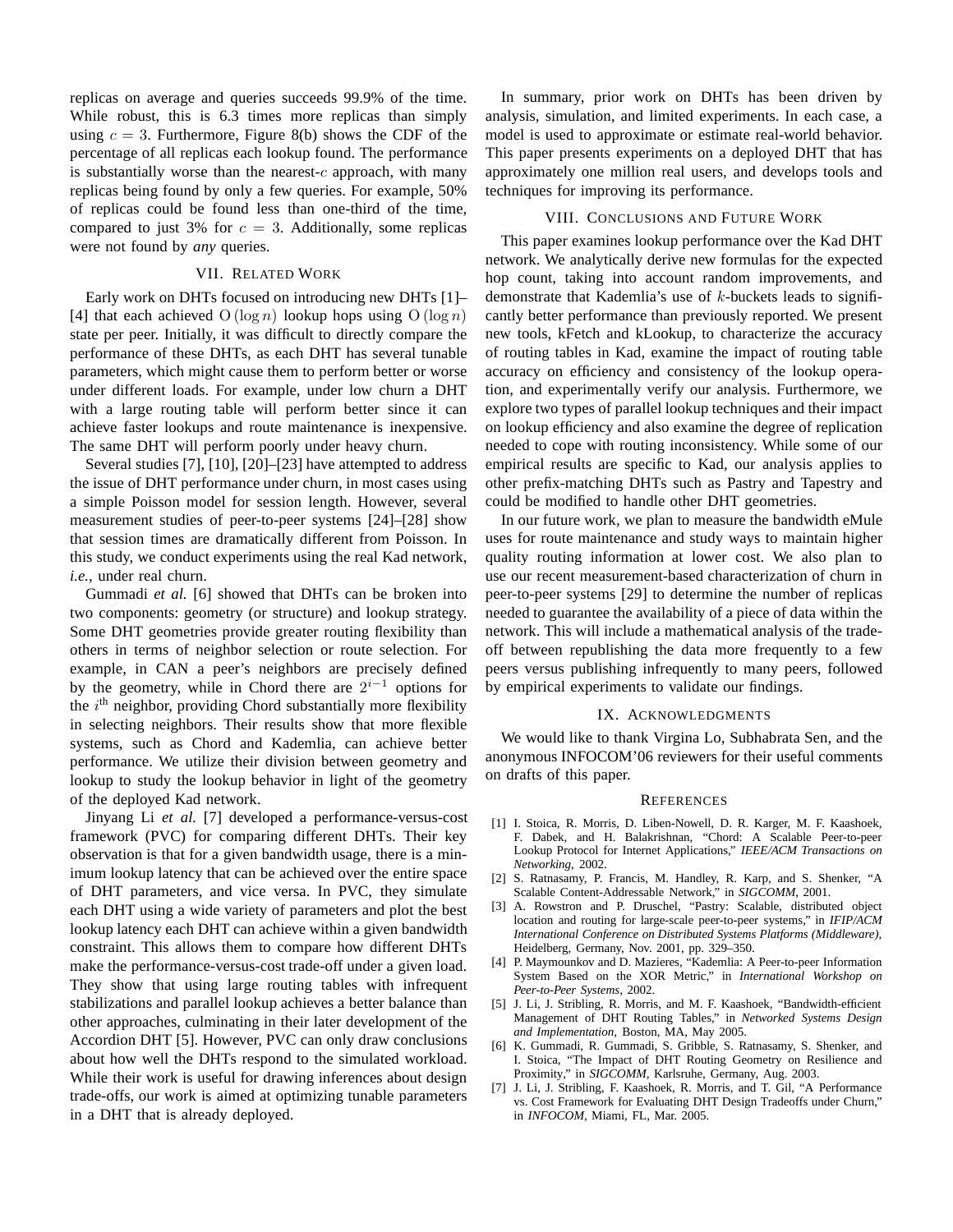replicas on average and queries succeeds 99.9% of the time. While robust, this is 6.3 times more replicas than simply using $c = 3$. Furthermore, Figure 8(b) shows the CDF of the percentage of all replicas each lookup found. The performance is substantially worse than the nearest-$c$ approach, with many replicas being found by only a few queries. For example, 50% of replicas could be found less than one-third of the time, compared to just 3% for $c = 3$. Additionally, some replicas were not found by *any* queries.

## VII. Related Work

Early work on DHTs focused on introducing new DHTs [1]–[4] that each achieved $O(\log n)$ lookup hops using $O(\log n)$ state per peer. Initially, it was difficult to directly compare the performance of these DHTs, as each DHT has several tunable parameters, which might cause them to perform better or worse under different loads. For example, under low churn a DHT with a large routing table will perform better since it can achieve faster lookups and route maintenance is inexpensive. The same DHT will perform poorly under heavy churn.

Several studies [7], [10], [20]–[23] have attempted to address the issue of DHT performance under churn, in most cases using a simple Poisson model for session length. However, several measurement studies of peer-to-peer systems [24]–[28] show that session times are dramatically different from Poisson. In this study, we conduct experiments using the real Kad network, *i.e.,* under real churn.

Gummadi *et al.* [6] showed that DHTs can be broken into two components: geometry (or structure) and lookup strategy. Some DHT geometries provide greater routing flexibility than others in terms of neighbor selection or route selection. For example, in CAN a peer's neighbors are precisely defined by the geometry, while in Chord there are $2^{i-1}$ options for the $i^{\text{th}}$ neighbor, providing Chord substantially more flexibility in selecting neighbors. Their results show that more flexible systems, such as Chord and Kademlia, can achieve better performance. We utilize their division between geometry and lookup to study the lookup behavior in light of the geometry of the deployed Kad network.

Jinyang Li *et al.* [7] developed a performance-versus-cost framework (PVC) for comparing different DHTs. Their key observation is that for a given bandwidth usage, there is a minimum lookup latency that can be achieved over the entire space of DHT parameters, and vice versa. In PVC, they simulate each DHT using a wide variety of parameters and plot the best lookup latency each DHT can achieve within a given bandwidth constraint. This allows them to compare how different DHTs make the performance-versus-cost trade-off under a given load. They show that using large routing tables with infrequent stabilizations and parallel lookup achieves a better balance than other approaches, culminating in their later development of the Accordion DHT [5]. However, PVC can only draw conclusions about how well the DHTs respond to the simulated workload. While their work is useful for drawing inferences about design trade-offs, our work is aimed at optimizing tunable parameters in a DHT that is already deployed.

In summary, prior work on DHTs has been driven by analysis, simulation, and limited experiments. In each case, a model is used to approximate or estimate real-world behavior. This paper presents experiments on a deployed DHT that has approximately one million real users, and develops tools and techniques for improving its performance.

## VIII. Conclusions and Future Work

This paper examines lookup performance over the Kad DHT network. We analytically derive new formulas for the expected hop count, taking into account random improvements, and demonstrate that Kademlia's use of $k$-buckets leads to significantly better performance than previously reported. We present new tools, kFetch and kLookup, to characterize the accuracy of routing tables in Kad, examine the impact of routing table accuracy on efficiency and consistency of the lookup operation, and experimentally verify our analysis. Furthermore, we explore two types of parallel lookup techniques and their impact on lookup efficiency and also examine the degree of replication needed to cope with routing inconsistency. While some of our empirical results are specific to Kad, our analysis applies to other prefix-matching DHTs such as Pastry and Tapestry and could be modified to handle other DHT geometries.

In our future work, we plan to measure the bandwidth eMule uses for route maintenance and study ways to maintain higher quality routing information at lower cost. We also plan to use our recent measurement-based characterization of churn in peer-to-peer systems [29] to determine the number of replicas needed to guarantee the availability of a piece of data within the network. This will include a mathematical analysis of the trade-off between republishing the data more frequently to a few peers versus publishing infrequently to many peers, followed by empirical experiments to validate our findings.

## IX. Acknowledgments

We would like to thank Virgina Lo, Subhabrata Sen, and the anonymous INFOCOM'06 reviewers for their useful comments on drafts of this paper.

## References

[1] I. Stoica, R. Morris, D. Liben-Nowell, D. R. Karger, M. F. Kaashoek, F. Dabek, and H. Balakrishnan, "Chord: A Scalable Peer-to-peer Lookup Protocol for Internet Applications," *IEEE/ACM Transactions on Networking*, 2002.

[2] S. Ratnasamy, P. Francis, M. Handley, R. Karp, and S. Shenker, "A Scalable Content-Addressable Network," in *SIGCOMM*, 2001.

[3] A. Rowstron and P. Druschel, "Pastry: Scalable, distributed object location and routing for large-scale peer-to-peer systems," in *IFIP/ACM International Conference on Distributed Systems Platforms (Middleware)*, Heidelberg, Germany, Nov. 2001, pp. 329–350.

[4] P. Maymounkov and D. Mazieres, "Kademlia: A Peer-to-peer Information System Based on the XOR Metric," in *International Workshop on Peer-to-Peer Systems*, 2002.

[5] J. Li, J. Stribling, R. Morris, and M. F. Kaashoek, "Bandwidth-efficient Management of DHT Routing Tables," in *Networked Systems Design and Implementation*, Boston, MA, May 2005.

[6] K. Gummadi, R. Gummadi, S. Gribble, S. Ratnasamy, S. Shenker, and I. Stoica, "The Impact of DHT Routing Geometry on Resilience and Proximity," in *SIGCOMM*, Karlsruhe, Germany, Aug. 2003.

[7] J. Li, J. Stribling, F. Kaashoek, R. Morris, and T. Gil, "A Performance vs. Cost Framework for Evaluating DHT Design Tradeoffs under Churn," in *INFOCOM*, Miami, FL, Mar. 2005.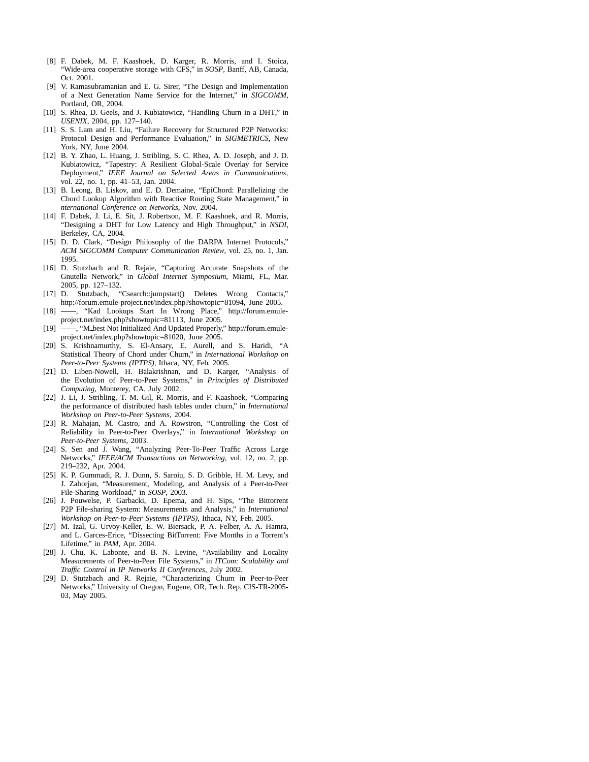[8] F. Dabek, M. F. Kaashoek, D. Karger, R. Morris, and I. Stoica, "Wide-area cooperative storage with CFS," in *SOSP*, Banff, AB, Canada, Oct. 2001.

[9] V. Ramasubramanian and E. G. Sirer, "The Design and Implementation of a Next Generation Name Service for the Internet," in *SIGCOMM*, Portland, OR, 2004.

[10] S. Rhea, D. Geels, and J. Kubiatowicz, "Handling Churn in a DHT," in *USENIX*, 2004, pp. 127–140.

[11] S. S. Lam and H. Liu, "Failure Recovery for Structured P2P Networks: Protocol Design and Performance Evaluation," in *SIGMETRICS*, New York, NY, June 2004.

[12] B. Y. Zhao, L. Huang, J. Stribling, S. C. Rhea, A. D. Joseph, and J. D. Kubiatowicz, "Tapestry: A Resilient Global-Scale Overlay for Service Deployment," *IEEE Journal on Selected Areas in Communications*, vol. 22, no. 1, pp. 41–53, Jan. 2004.

[13] B. Leong, B. Liskov, and E. D. Demaine, "EpiChord: Parallelizing the Chord Lookup Algorithm with Reactive Routing State Management," in *nternational Conference on Networks*, Nov. 2004.

[14] F. Dabek, J. Li, E. Sit, J. Robertson, M. F. Kaashoek, and R. Morris, "Designing a DHT for Low Latency and High Throughput," in *NSDI*, Berkeley, CA, 2004.

[15] D. D. Clark, "Design Philosophy of the DARPA Internet Protocols," *ACM SIGCOMM Computer Communication Review*, vol. 25, no. 1, Jan. 1995.

[16] D. Stutzbach and R. Rejaie, "Capturing Accurate Snapshots of the Gnutella Network," in *Global Internet Symposium*, Miami, FL, Mar. 2005, pp. 127–132.

[17] D. Stutzbach, "Csearch::jumpstart() Deletes Wrong Contacts," http://forum.emule-project.net/index.php?showtopic=81094, June 2005.

[18] ——, "Kad Lookups Start In Wrong Place," http://forum.emule-project.net/index.php?showtopic=81113, June 2005.

[19] ——, "M_best Not Initialized And Updated Properly," http://forum.emule-project.net/index.php?showtopic=81020, June 2005.

[20] S. Krishnamurthy, S. El-Ansary, E. Aurell, and S. Haridi, "A Statistical Theory of Chord under Churn," in *International Workshop on Peer-to-Peer Systems (IPTPS)*, Ithaca, NY, Feb. 2005.

[21] D. Liben-Nowell, H. Balakrishnan, and D. Karger, "Analysis of the Evolution of Peer-to-Peer Systems," in *Principles of Distributed Computing*, Monterey, CA, July 2002.

[22] J. Li, J. Stribling, T. M. Gil, R. Morris, and F. Kaashoek, "Comparing the performance of distributed hash tables under churn," in *International Workshop on Peer-to-Peer Systems*, 2004.

[23] R. Mahajan, M. Castro, and A. Rowstron, "Controlling the Cost of Reliability in Peer-to-Peer Overlays," in *International Workshop on Peer-to-Peer Systems*, 2003.

[24] S. Sen and J. Wang, "Analyzing Peer-To-Peer Traffic Across Large Networks," *IEEE/ACM Transactions on Networking*, vol. 12, no. 2, pp. 219–232, Apr. 2004.

[25] K. P. Gummadi, R. J. Dunn, S. Saroiu, S. D. Gribble, H. M. Levy, and J. Zahorjan, "Measurement, Modeling, and Analysis of a Peer-to-Peer File-Sharing Workload," in *SOSP*, 2003.

[26] J. Pouwelse, P. Garbacki, D. Epema, and H. Sips, "The Bittorrent P2P File-sharing System: Measurements and Analysis," in *International Workshop on Peer-to-Peer Systems (IPTPS)*, Ithaca, NY, Feb. 2005.

[27] M. Izal, G. Urvoy-Keller, E. W. Biersack, P. A. Felber, A. A. Hamra, and L. Garces-Erice, "Dissecting BitTorrent: Five Months in a Torrent's Lifetime," in *PAM*, Apr. 2004.

[28] J. Chu, K. Labonte, and B. N. Levine, "Availability and Locality Measurements of Peer-to-Peer File Systems," in *ITCom: Scalability and Traffic Control in IP Networks II Conferences*, July 2002.

[29] D. Stutzbach and R. Rejaie, "Characterizing Churn in Peer-to-Peer Networks," University of Oregon, Eugene, OR, Tech. Rep. CIS-TR-2005-03, May 2005.